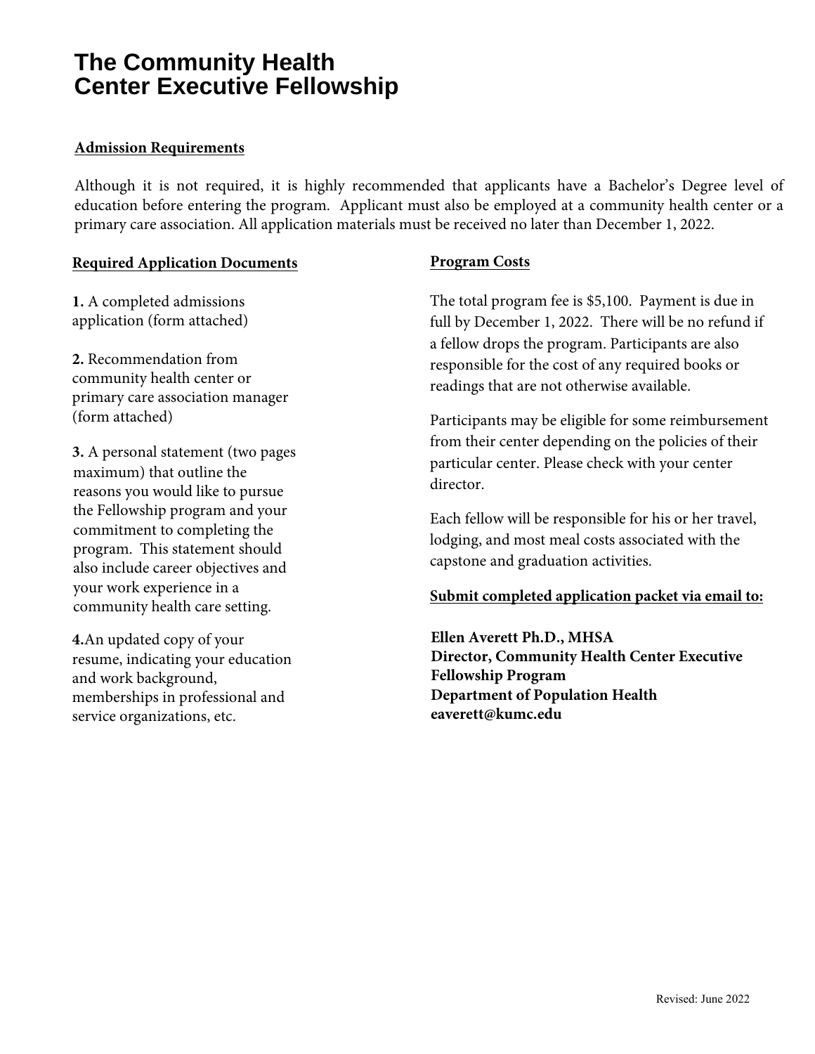# The Community Health Center Executive Fellowship

**Admission Requirements**

Although it is not required, it is highly recommended that applicants have a Bachelor's Degree level of education before entering the program. Applicant must also be employed at a community health center or a primary care association. All application materials must be received no later than December 1, 2022.

**Required Application Documents**

**1.** A completed admissions application (form attached)

**2.** Recommendation from community health center or primary care association manager (form attached)

**3.** A personal statement (two pages maximum) that outline the reasons you would like to pursue the Fellowship program and your commitment to completing the program. This statement should also include career objectives and your work experience in a community health care setting.

**4.** An updated copy of your resume, indicating your education and work background, memberships in professional and service organizations, etc.

**Program Costs**

The total program fee is $5,100. Payment is due in full by December 1, 2022. There will be no refund if a fellow drops the program. Participants are also responsible for the cost of any required books or readings that are not otherwise available.

Participants may be eligible for some reimbursement from their center depending on the policies of their particular center. Please check with your center director.

Each fellow will be responsible for his or her travel, lodging, and most meal costs associated with the capstone and graduation activities.

**Submit completed application packet via email to:**

**Ellen Averett Ph.D., MHSA**
**Director, Community Health Center Executive Fellowship Program**
**Department of Population Health**
**eaverett@kumc.edu**

Revised: June 2022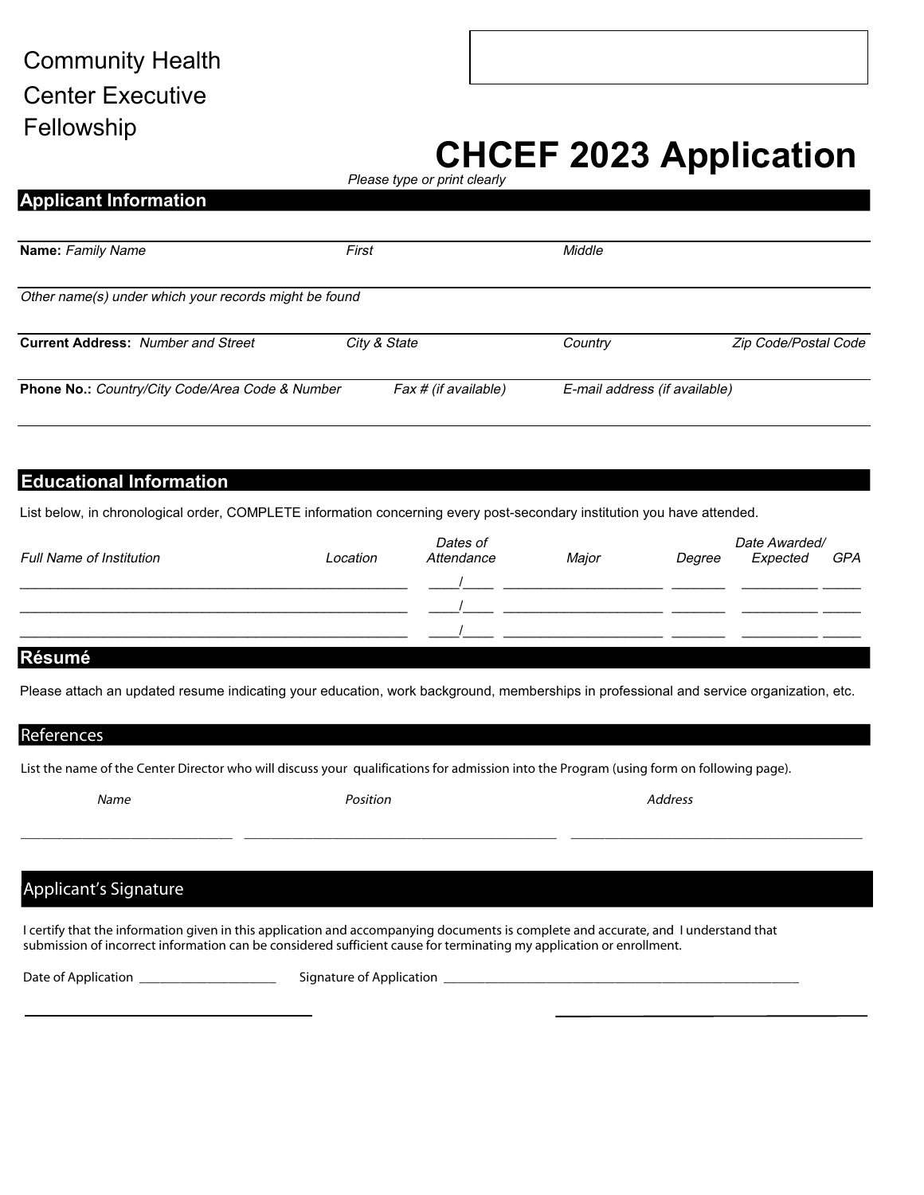Community Health Center Executive Fellowship

# CHCEF 2023 Application

*Please type or print clearly*

## Applicant Information

**Name:** *Family Name* *First* *Middle*

*Other name(s) under which your records might be found*

**Current Address:** *Number and Street* *City & State* *Country* *Zip Code/Postal Code*

**Phone No.:** *Country/City Code/Area Code & Number* *Fax # (if available)* *E-mail address (if available)*

## Educational Information

List below, in chronological order, COMPLETE information concerning every post-secondary institution you have attended.

| *Full Name of Institution* | *Location* | *Dates of Attendance* | *Major* | *Degree* | *Date Awarded/ Expected* | *GPA* |
|---|---|---|---|---|---|---|
| | | ____/____ | | | | |
| | | ____/____ | | | | |
| | | ____/____ | | | | |

## Résumé

Please attach an updated resume indicating your education, work background, memberships in professional and service organization, etc.

## References

List the name of the Center Director who will discuss your qualifications for admission into the Program (using form on following page).

| *Name* | *Position* | *Address* |
|---|---|---|
| | | |

## Applicant's Signature

I certify that the information given in this application and accompanying documents is complete and accurate, and I understand that submission of incorrect information can be considered sufficient cause for terminating my application or enrollment.

Date of Application ____________________ Signature of Application ____________________________________________________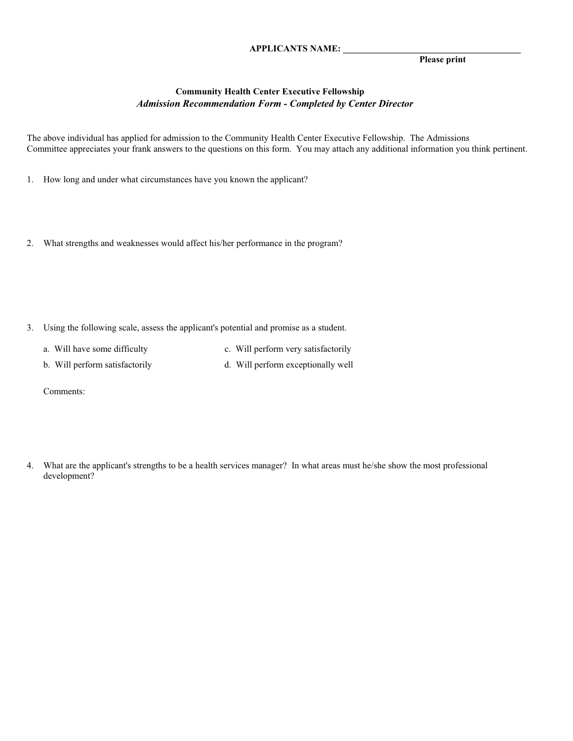**APPLICANTS NAME: ________________________________________**
**Please print**

**Community Health Center Executive Fellowship**
***Admission Recommendation Form - Completed by Center Director***

The above individual has applied for admission to the Community Health Center Executive Fellowship. The Admissions Committee appreciates your frank answers to the questions on this form. You may attach any additional information you think pertinent.

1. How long and under what circumstances have you known the applicant?

2. What strengths and weaknesses would affect his/her performance in the program?

3. Using the following scale, assess the applicant's potential and promise as a student.

   a. Will have some difficulty
   b. Will perform satisfactorily
   c. Will perform very satisfactorily
   d. Will perform exceptionally well

   Comments:

4. What are the applicant's strengths to be a health services manager? In what areas must he/she show the most professional development?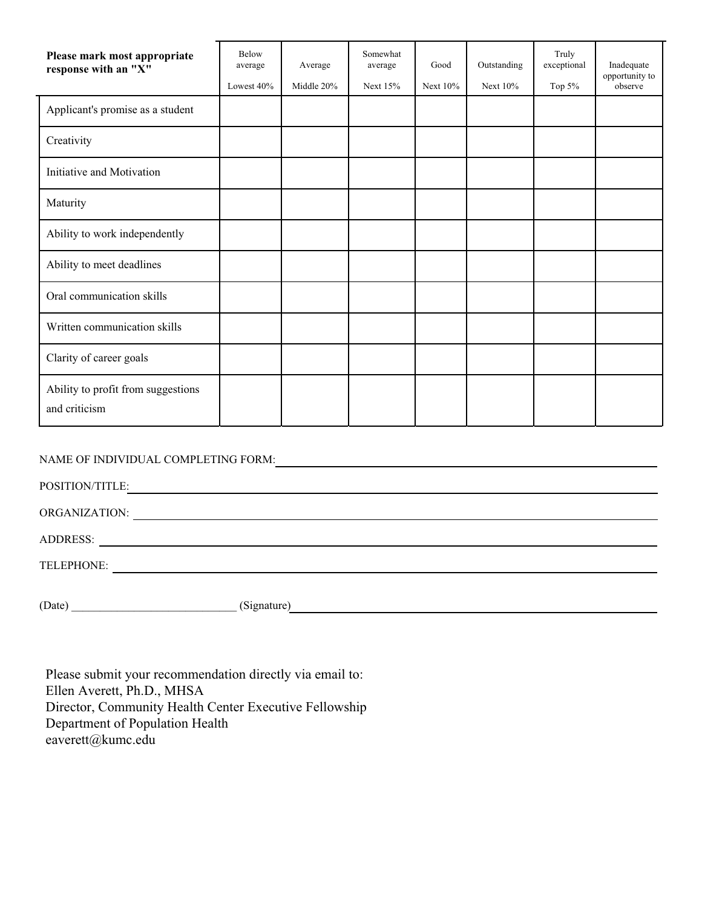| **Please mark most appropriate response with an "X"** | Below average<br>Lowest 40% | Average<br>Middle 20% | Somewhat average<br>Next 15% | Good<br>Next 10% | Outstanding<br>Next 10% | Truly exceptional<br>Top 5% | Inadequate opportunity to observe |
|---|---|---|---|---|---|---|---|
| Applicant's promise as a student | | | | | | | |
| Creativity | | | | | | | |
| Initiative and Motivation | | | | | | | |
| Maturity | | | | | | | |
| Ability to work independently | | | | | | | |
| Ability to meet deadlines | | | | | | | |
| Oral communication skills | | | | | | | |
| Written communication skills | | | | | | | |
| Clarity of career goals | | | | | | | |
| Ability to profit from suggestions and criticism | | | | | | | |

NAME OF INDIVIDUAL COMPLETING FORM: ____________________

POSITION/TITLE: ____________________

ORGANIZATION: ____________________

ADDRESS: ____________________

TELEPHONE: ____________________

(Date) ____________________ (Signature) ____________________

Please submit your recommendation directly via email to:
Ellen Averett, Ph.D., MHSA
Director, Community Health Center Executive Fellowship
Department of Population Health
eaverett@kumc.edu